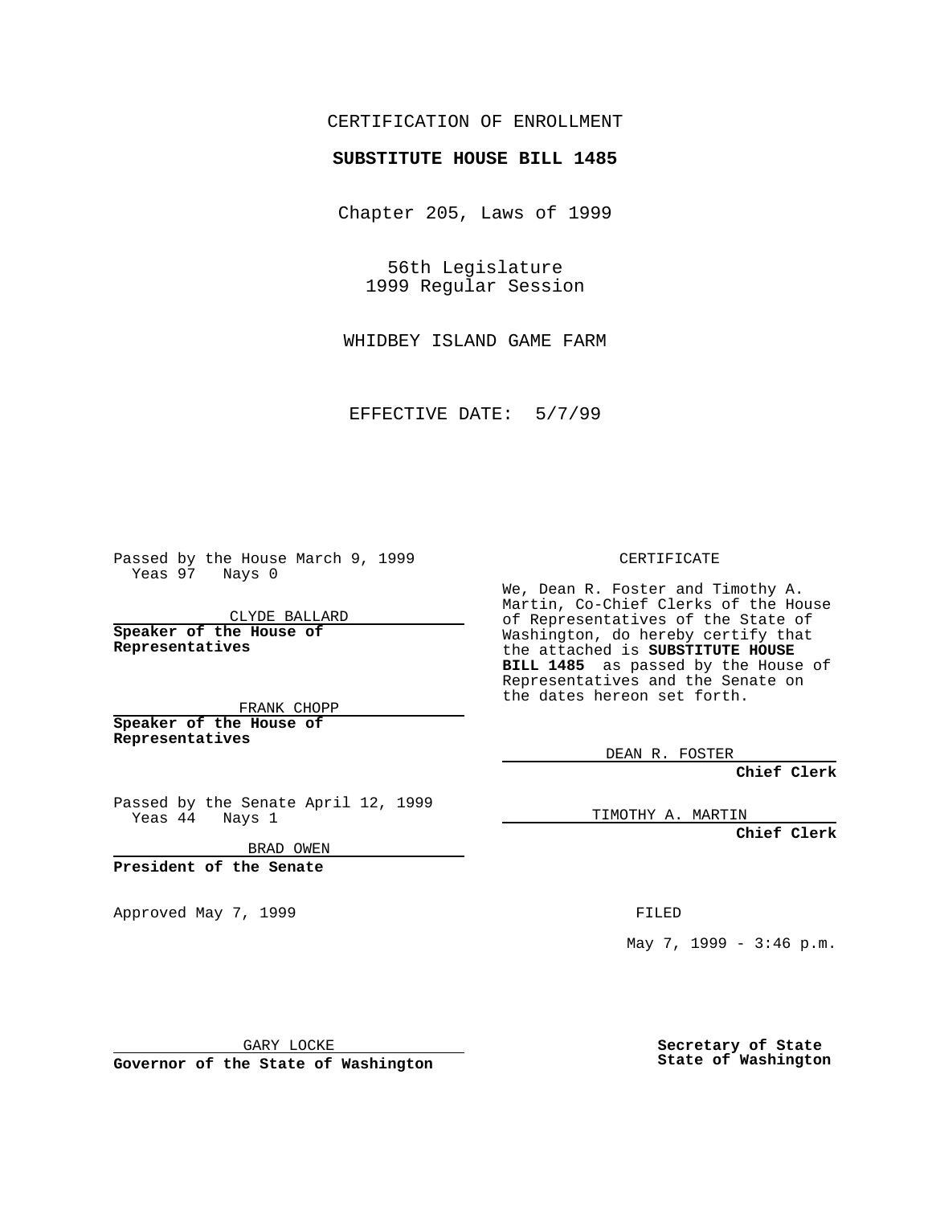CERTIFICATION OF ENROLLMENT

**SUBSTITUTE HOUSE BILL 1485**

Chapter 205, Laws of 1999

56th Legislature
1999 Regular Session

WHIDBEY ISLAND GAME FARM

EFFECTIVE DATE: 5/7/99

Passed by the House March 9, 1999
Yeas 97 Nays 0

CLYDE BALLARD

**Speaker of the House of Representatives**

FRANK CHOPP

**Speaker of the House of Representatives**

Passed by the Senate April 12, 1999
Yeas 44 Nays 1

BRAD OWEN

**President of the Senate**

Approved May 7, 1999

GARY LOCKE

**Governor of the State of Washington**

CERTIFICATE

We, Dean R. Foster and Timothy A. Martin, Co-Chief Clerks of the House of Representatives of the State of Washington, do hereby certify that the attached is **SUBSTITUTE HOUSE BILL 1485** as passed by the House of Representatives and the Senate on the dates hereon set forth.

DEAN R. FOSTER

**Chief Clerk**

TIMOTHY A. MARTIN

**Chief Clerk**

FILED

May 7, 1999 - 3:46 p.m.

**Secretary of State**
**State of Washington**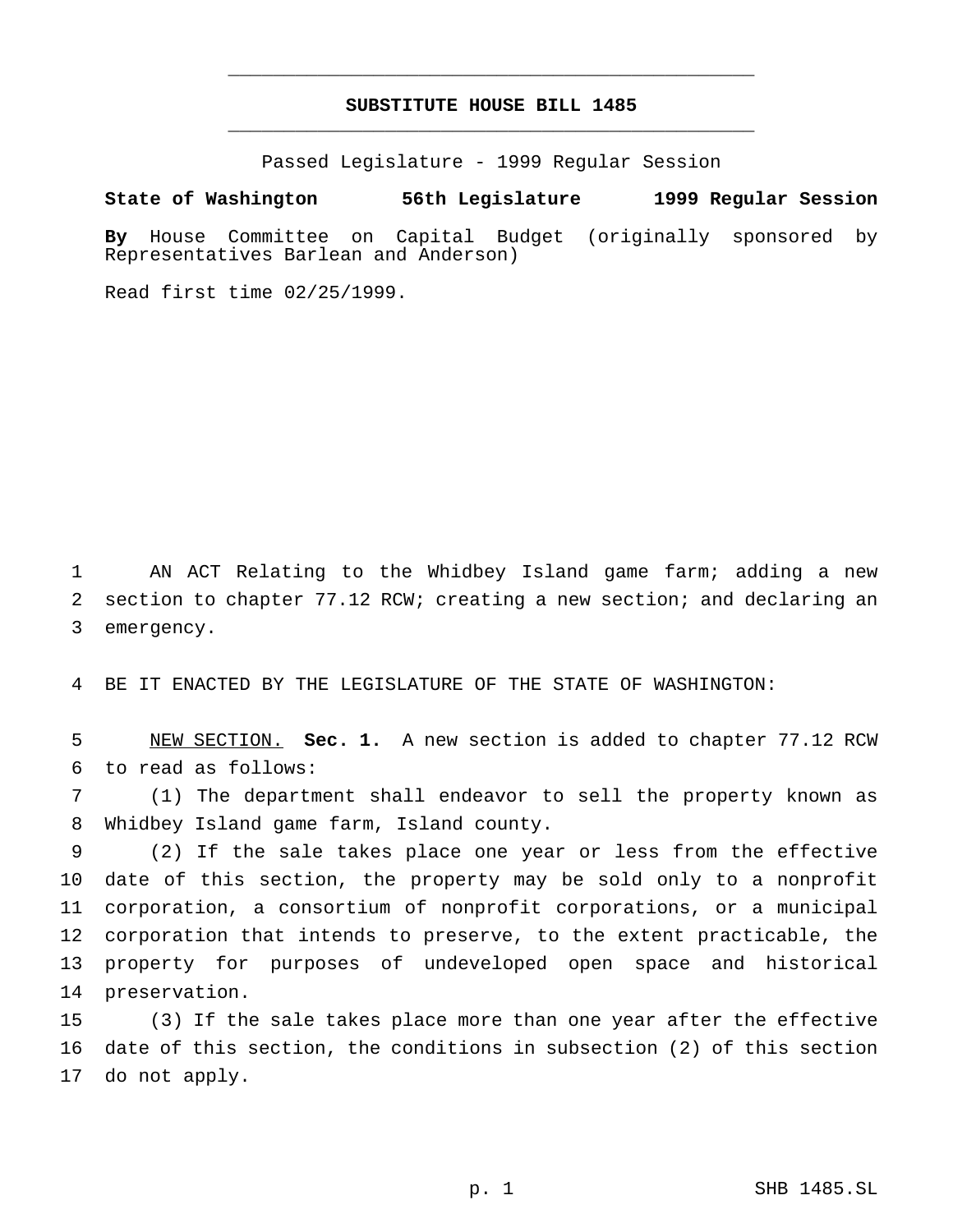# SUBSTITUTE HOUSE BILL 1485

Passed Legislature - 1999 Regular Session

**State of Washington 56th Legislature 1999 Regular Session**

**By** House Committee on Capital Budget (originally sponsored by Representatives Barlean and Anderson)

Read first time 02/25/1999.

AN ACT Relating to the Whidbey Island game farm; adding a new section to chapter 77.12 RCW; creating a new section; and declaring an emergency.

BE IT ENACTED BY THE LEGISLATURE OF THE STATE OF WASHINGTON:

NEW SECTION. **Sec. 1.** A new section is added to chapter 77.12 RCW to read as follows:

(1) The department shall endeavor to sell the property known as Whidbey Island game farm, Island county.

(2) If the sale takes place one year or less from the effective date of this section, the property may be sold only to a nonprofit corporation, a consortium of nonprofit corporations, or a municipal corporation that intends to preserve, to the extent practicable, the property for purposes of undeveloped open space and historical preservation.

(3) If the sale takes place more than one year after the effective date of this section, the conditions in subsection (2) of this section do not apply.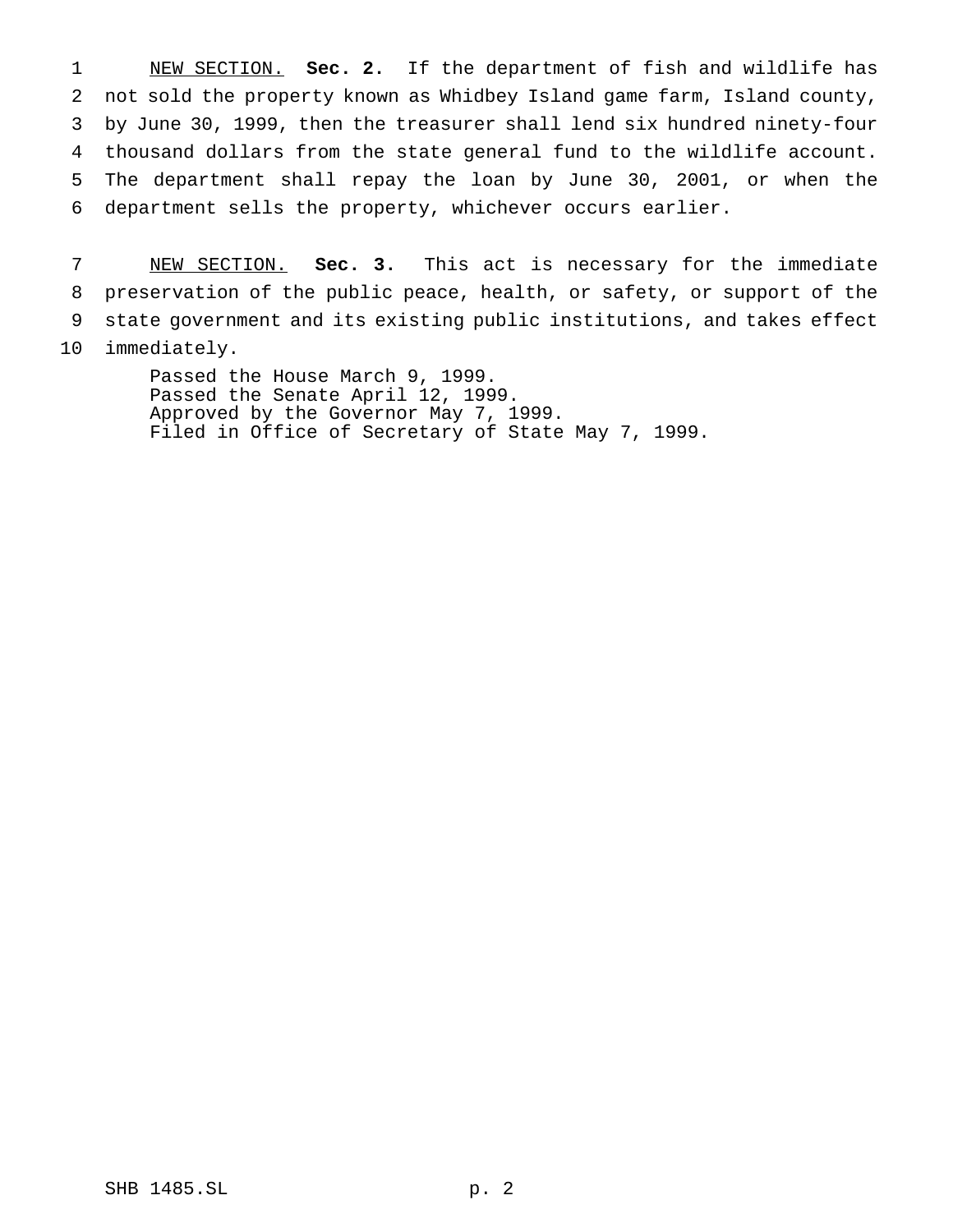NEW SECTION. **Sec. 2.** If the department of fish and wildlife has not sold the property known as Whidbey Island game farm, Island county, by June 30, 1999, then the treasurer shall lend six hundred ninety-four thousand dollars from the state general fund to the wildlife account. The department shall repay the loan by June 30, 2001, or when the department sells the property, whichever occurs earlier.

NEW SECTION. **Sec. 3.** This act is necessary for the immediate preservation of the public peace, health, or safety, or support of the state government and its existing public institutions, and takes effect immediately.

Passed the House March 9, 1999.
Passed the Senate April 12, 1999.
Approved by the Governor May 7, 1999.
Filed in Office of Secretary of State May 7, 1999.